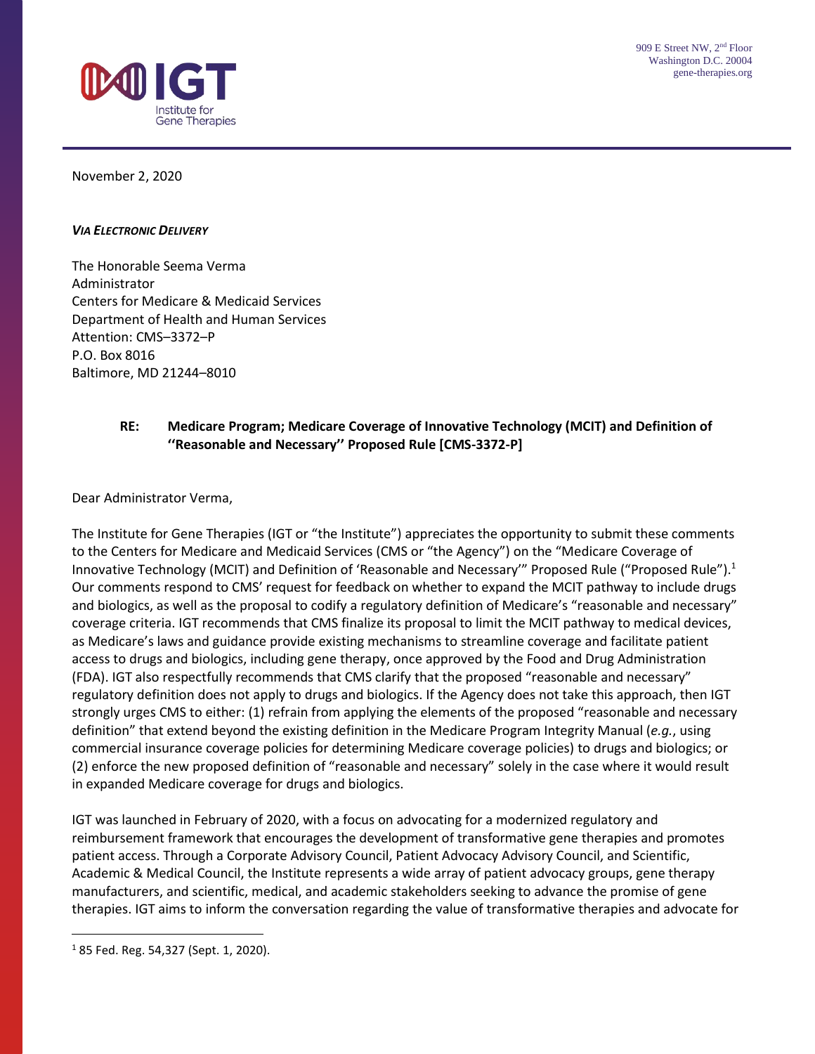IGT Institute for Gene Therapies

909 E Street NW, 2nd Floor
Washington D.C. 20004
gene-therapies.org

November 2, 2020

***Via Electronic Delivery***

The Honorable Seema Verma
Administrator
Centers for Medicare & Medicaid Services
Department of Health and Human Services
Attention: CMS–3372–P
P.O. Box 8016
Baltimore, MD 21244–8010

**RE: Medicare Program; Medicare Coverage of Innovative Technology (MCIT) and Definition of ''Reasonable and Necessary'' Proposed Rule [CMS-3372-P]**

Dear Administrator Verma,

The Institute for Gene Therapies (IGT or "the Institute") appreciates the opportunity to submit these comments to the Centers for Medicare and Medicaid Services (CMS or "the Agency") on the "Medicare Coverage of Innovative Technology (MCIT) and Definition of 'Reasonable and Necessary'" Proposed Rule ("Proposed Rule").[1] Our comments respond to CMS' request for feedback on whether to expand the MCIT pathway to include drugs and biologics, as well as the proposal to codify a regulatory definition of Medicare's "reasonable and necessary" coverage criteria. IGT recommends that CMS finalize its proposal to limit the MCIT pathway to medical devices, as Medicare's laws and guidance provide existing mechanisms to streamline coverage and facilitate patient access to drugs and biologics, including gene therapy, once approved by the Food and Drug Administration (FDA). IGT also respectfully recommends that CMS clarify that the proposed "reasonable and necessary" regulatory definition does not apply to drugs and biologics. If the Agency does not take this approach, then IGT strongly urges CMS to either: (1) refrain from applying the elements of the proposed "reasonable and necessary definition" that extend beyond the existing definition in the Medicare Program Integrity Manual (*e.g.*, using commercial insurance coverage policies for determining Medicare coverage policies) to drugs and biologics; or (2) enforce the new proposed definition of "reasonable and necessary" solely in the case where it would result in expanded Medicare coverage for drugs and biologics.

IGT was launched in February of 2020, with a focus on advocating for a modernized regulatory and reimbursement framework that encourages the development of transformative gene therapies and promotes patient access. Through a Corporate Advisory Council, Patient Advocacy Advisory Council, and Scientific, Academic & Medical Council, the Institute represents a wide array of patient advocacy groups, gene therapy manufacturers, and scientific, medical, and academic stakeholders seeking to advance the promise of gene therapies. IGT aims to inform the conversation regarding the value of transformative therapies and advocate for

---

[1] 85 Fed. Reg. 54,327 (Sept. 1, 2020).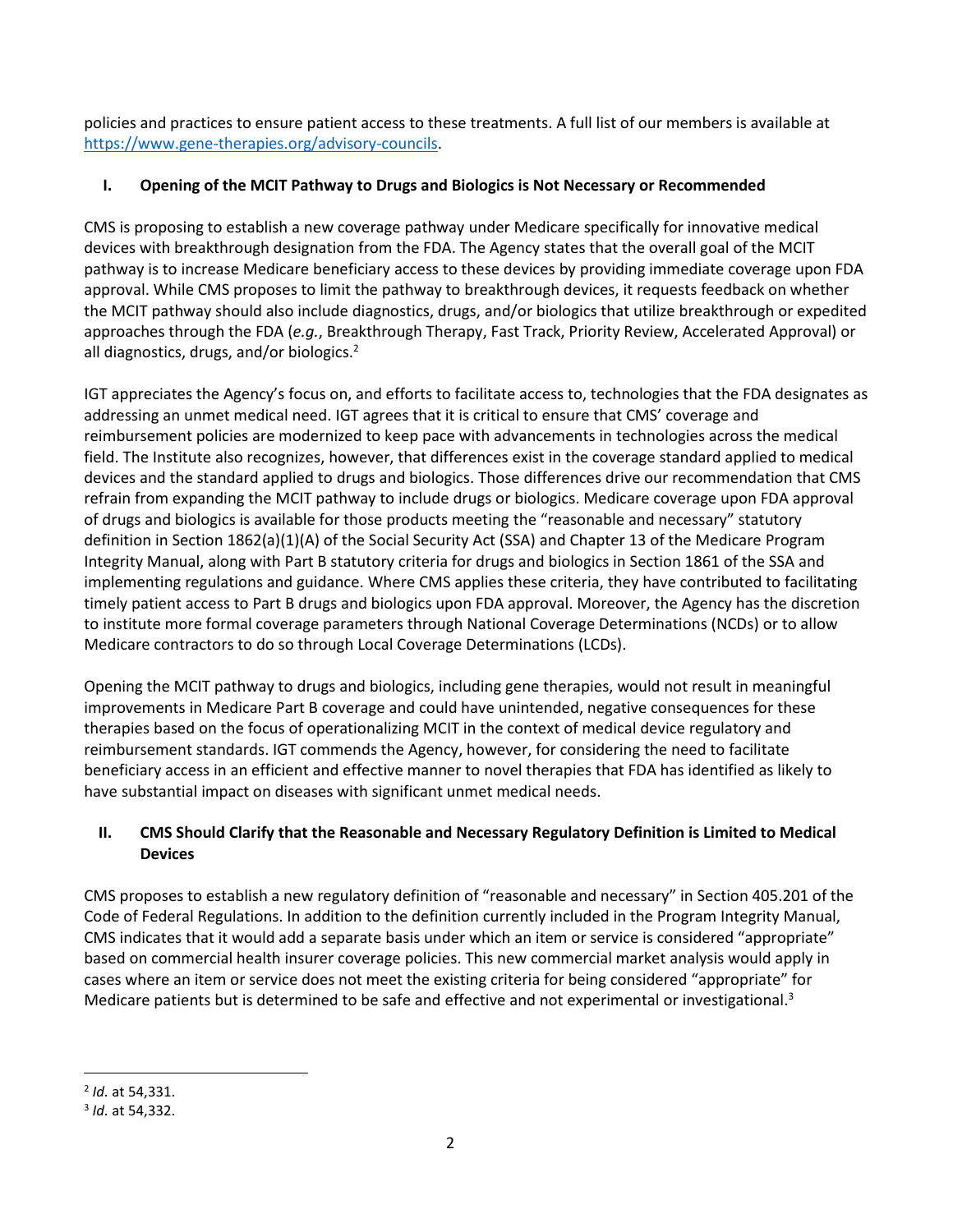policies and practices to ensure patient access to these treatments. A full list of our members is available at [https://www.gene-therapies.org/advisory-councils](https://www.gene-therapies.org/advisory-councils).

## I. Opening of the MCIT Pathway to Drugs and Biologics is Not Necessary or Recommended

CMS is proposing to establish a new coverage pathway under Medicare specifically for innovative medical devices with breakthrough designation from the FDA. The Agency states that the overall goal of the MCIT pathway is to increase Medicare beneficiary access to these devices by providing immediate coverage upon FDA approval. While CMS proposes to limit the pathway to breakthrough devices, it requests feedback on whether the MCIT pathway should also include diagnostics, drugs, and/or biologics that utilize breakthrough or expedited approaches through the FDA (*e.g.*, Breakthrough Therapy, Fast Track, Priority Review, Accelerated Approval) or all diagnostics, drugs, and/or biologics.[2]

IGT appreciates the Agency's focus on, and efforts to facilitate access to, technologies that the FDA designates as addressing an unmet medical need. IGT agrees that it is critical to ensure that CMS' coverage and reimbursement policies are modernized to keep pace with advancements in technologies across the medical field. The Institute also recognizes, however, that differences exist in the coverage standard applied to medical devices and the standard applied to drugs and biologics. Those differences drive our recommendation that CMS refrain from expanding the MCIT pathway to include drugs or biologics. Medicare coverage upon FDA approval of drugs and biologics is available for those products meeting the "reasonable and necessary" statutory definition in Section 1862(a)(1)(A) of the Social Security Act (SSA) and Chapter 13 of the Medicare Program Integrity Manual, along with Part B statutory criteria for drugs and biologics in Section 1861 of the SSA and implementing regulations and guidance. Where CMS applies these criteria, they have contributed to facilitating timely patient access to Part B drugs and biologics upon FDA approval. Moreover, the Agency has the discretion to institute more formal coverage parameters through National Coverage Determinations (NCDs) or to allow Medicare contractors to do so through Local Coverage Determinations (LCDs).

Opening the MCIT pathway to drugs and biologics, including gene therapies, would not result in meaningful improvements in Medicare Part B coverage and could have unintended, negative consequences for these therapies based on the focus of operationalizing MCIT in the context of medical device regulatory and reimbursement standards. IGT commends the Agency, however, for considering the need to facilitate beneficiary access in an efficient and effective manner to novel therapies that FDA has identified as likely to have substantial impact on diseases with significant unmet medical needs.

## II. CMS Should Clarify that the Reasonable and Necessary Regulatory Definition is Limited to Medical Devices

CMS proposes to establish a new regulatory definition of "reasonable and necessary" in Section 405.201 of the Code of Federal Regulations. In addition to the definition currently included in the Program Integrity Manual, CMS indicates that it would add a separate basis under which an item or service is considered "appropriate" based on commercial health insurer coverage policies. This new commercial market analysis would apply in cases where an item or service does not meet the existing criteria for being considered "appropriate" for Medicare patients but is determined to be safe and effective and not experimental or investigational.[3]

---

[2] *Id.* at 54,331.

[3] *Id.* at 54,332.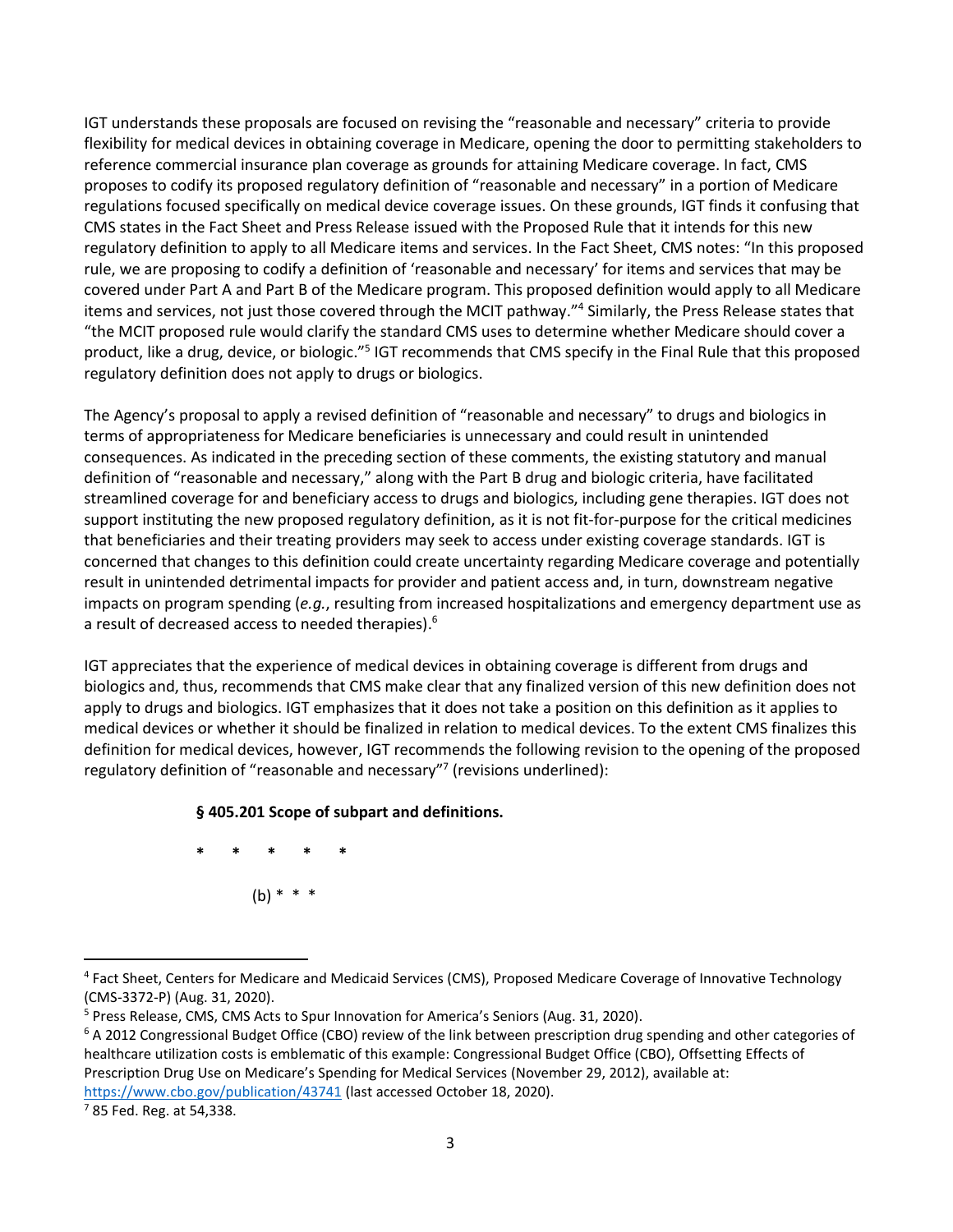IGT understands these proposals are focused on revising the "reasonable and necessary" criteria to provide flexibility for medical devices in obtaining coverage in Medicare, opening the door to permitting stakeholders to reference commercial insurance plan coverage as grounds for attaining Medicare coverage. In fact, CMS proposes to codify its proposed regulatory definition of "reasonable and necessary" in a portion of Medicare regulations focused specifically on medical device coverage issues. On these grounds, IGT finds it confusing that CMS states in the Fact Sheet and Press Release issued with the Proposed Rule that it intends for this new regulatory definition to apply to all Medicare items and services. In the Fact Sheet, CMS notes: "In this proposed rule, we are proposing to codify a definition of 'reasonable and necessary' for items and services that may be covered under Part A and Part B of the Medicare program. This proposed definition would apply to all Medicare items and services, not just those covered through the MCIT pathway."[4] Similarly, the Press Release states that "the MCIT proposed rule would clarify the standard CMS uses to determine whether Medicare should cover a product, like a drug, device, or biologic."[5] IGT recommends that CMS specify in the Final Rule that this proposed regulatory definition does not apply to drugs or biologics.

The Agency's proposal to apply a revised definition of "reasonable and necessary" to drugs and biologics in terms of appropriateness for Medicare beneficiaries is unnecessary and could result in unintended consequences. As indicated in the preceding section of these comments, the existing statutory and manual definition of "reasonable and necessary," along with the Part B drug and biologic criteria, have facilitated streamlined coverage for and beneficiary access to drugs and biologics, including gene therapies. IGT does not support instituting the new proposed regulatory definition, as it is not fit-for-purpose for the critical medicines that beneficiaries and their treating providers may seek to access under existing coverage standards. IGT is concerned that changes to this definition could create uncertainty regarding Medicare coverage and potentially result in unintended detrimental impacts for provider and patient access and, in turn, downstream negative impacts on program spending (*e.g.*, resulting from increased hospitalizations and emergency department use as a result of decreased access to needed therapies).[6]

IGT appreciates that the experience of medical devices in obtaining coverage is different from drugs and biologics and, thus, recommends that CMS make clear that any finalized version of this new definition does not apply to drugs and biologics. IGT emphasizes that it does not take a position on this definition as it applies to medical devices or whether it should be finalized in relation to medical devices. To the extent CMS finalizes this definition for medical devices, however, IGT recommends the following revision to the opening of the proposed regulatory definition of "reasonable and necessary"[7] (revisions underlined):

**§ 405.201 Scope of subpart and definitions.**

**\*   \*   \*   \*   \***

(b) * * *

---

[4] Fact Sheet, Centers for Medicare and Medicaid Services (CMS), Proposed Medicare Coverage of Innovative Technology (CMS-3372-P) (Aug. 31, 2020).

[5] Press Release, CMS, CMS Acts to Spur Innovation for America's Seniors (Aug. 31, 2020).

[6] A 2012 Congressional Budget Office (CBO) review of the link between prescription drug spending and other categories of healthcare utilization costs is emblematic of this example: Congressional Budget Office (CBO), Offsetting Effects of Prescription Drug Use on Medicare's Spending for Medical Services (November 29, 2012), available at: https://www.cbo.gov/publication/43741 (last accessed October 18, 2020).

[7] 85 Fed. Reg. at 54,338.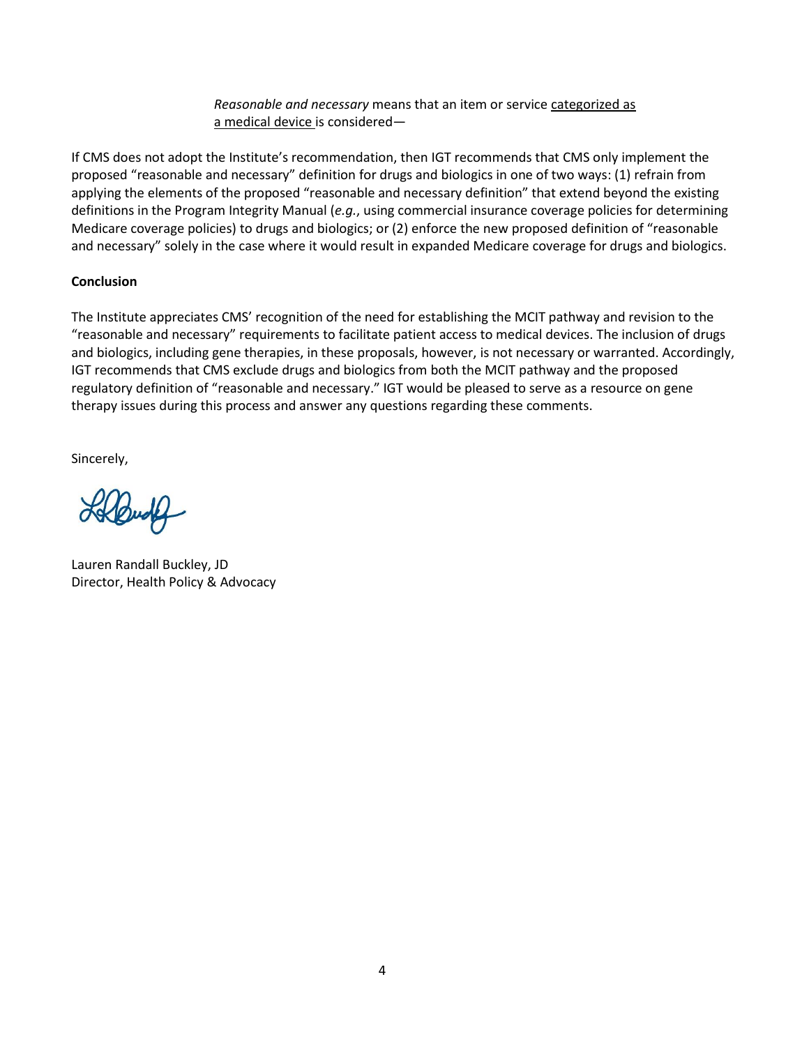*Reasonable and necessary* means that an item or service <u>categorized as a medical device</u> is considered—

If CMS does not adopt the Institute's recommendation, then IGT recommends that CMS only implement the proposed "reasonable and necessary" definition for drugs and biologics in one of two ways: (1) refrain from applying the elements of the proposed "reasonable and necessary definition" that extend beyond the existing definitions in the Program Integrity Manual (*e.g.*, using commercial insurance coverage policies for determining Medicare coverage policies) to drugs and biologics; or (2) enforce the new proposed definition of "reasonable and necessary" solely in the case where it would result in expanded Medicare coverage for drugs and biologics.

**Conclusion**

The Institute appreciates CMS' recognition of the need for establishing the MCIT pathway and revision to the "reasonable and necessary" requirements to facilitate patient access to medical devices. The inclusion of drugs and biologics, including gene therapies, in these proposals, however, is not necessary or warranted. Accordingly, IGT recommends that CMS exclude drugs and biologics from both the MCIT pathway and the proposed regulatory definition of "reasonable and necessary." IGT would be pleased to serve as a resource on gene therapy issues during this process and answer any questions regarding these comments.

Sincerely,

Lauren Randall Buckley, JD
Director, Health Policy & Advocacy